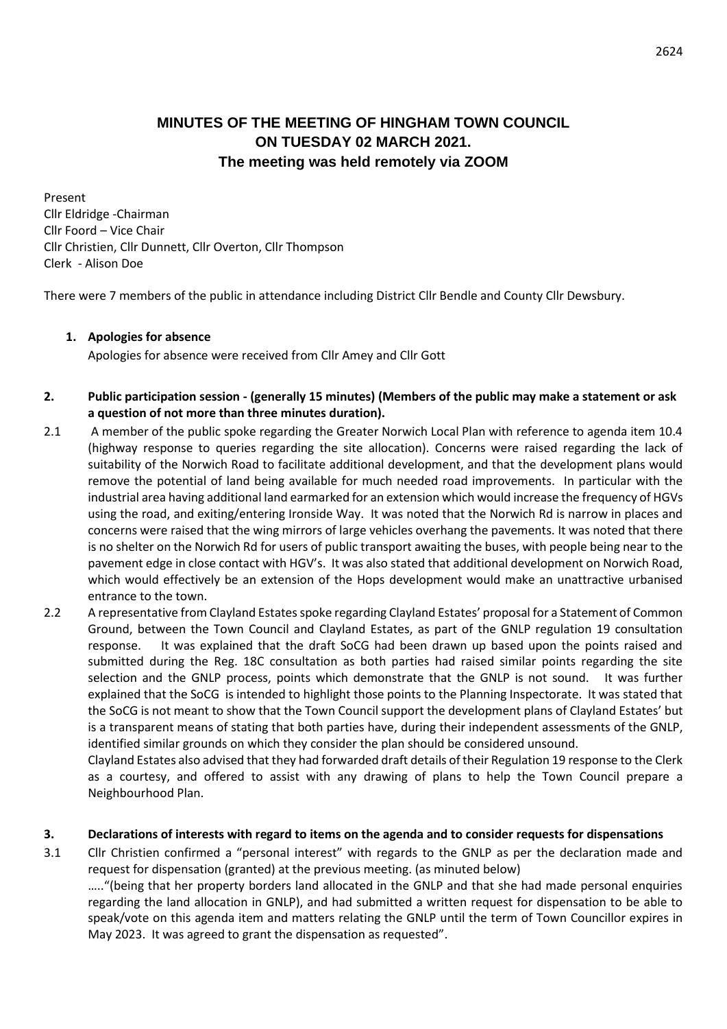# MINUTES OF THE MEETING OF HINGHAM TOWN COUNCIL ON TUESDAY 02 MARCH 2021.

## The meeting was held remotely via ZOOM

Present
Cllr Eldridge -Chairman
Cllr Foord – Vice Chair
Cllr Christien, Cllr Dunnett, Cllr Overton, Cllr Thompson
Clerk - Alison Doe

There were 7 members of the public in attendance including District Cllr Bendle and County Cllr Dewsbury.

1. **Apologies for absence**

   Apologies for absence were received from Cllr Amey and Cllr Gott

2. **Public participation session - (generally 15 minutes) (Members of the public may make a statement or ask a question of not more than three minutes duration).**

2.1 A member of the public spoke regarding the Greater Norwich Local Plan with reference to agenda item 10.4 (highway response to queries regarding the site allocation). Concerns were raised regarding the lack of suitability of the Norwich Road to facilitate additional development, and that the development plans would remove the potential of land being available for much needed road improvements. In particular with the industrial area having additional land earmarked for an extension which would increase the frequency of HGVs using the road, and exiting/entering Ironside Way. It was noted that the Norwich Rd is narrow in places and concerns were raised that the wing mirrors of large vehicles overhang the pavements. It was noted that there is no shelter on the Norwich Rd for users of public transport awaiting the buses, with people being near to the pavement edge in close contact with HGV's. It was also stated that additional development on Norwich Road, which would effectively be an extension of the Hops development would make an unattractive urbanised entrance to the town.

2.2 A representative from Clayland Estates spoke regarding Clayland Estates' proposal for a Statement of Common Ground, between the Town Council and Clayland Estates, as part of the GNLP regulation 19 consultation response. It was explained that the draft SoCG had been drawn up based upon the points raised and submitted during the Reg. 18C consultation as both parties had raised similar points regarding the site selection and the GNLP process, points which demonstrate that the GNLP is not sound. It was further explained that the SoCG is intended to highlight those points to the Planning Inspectorate. It was stated that the SoCG is not meant to show that the Town Council support the development plans of Clayland Estates' but is a transparent means of stating that both parties have, during their independent assessments of the GNLP, identified similar grounds on which they consider the plan should be considered unsound.

Clayland Estates also advised that they had forwarded draft details of their Regulation 19 response to the Clerk as a courtesy, and offered to assist with any drawing of plans to help the Town Council prepare a Neighbourhood Plan.

3. **Declarations of interests with regard to items on the agenda and to consider requests for dispensations**

3.1 Cllr Christien confirmed a "personal interest" with regards to the GNLP as per the declaration made and request for dispensation (granted) at the previous meeting. (as minuted below)

….."(being that her property borders land allocated in the GNLP and that she had made personal enquiries regarding the land allocation in GNLP), and had submitted a written request for dispensation to be able to speak/vote on this agenda item and matters relating the GNLP until the term of Town Councillor expires in May 2023. It was agreed to grant the dispensation as requested".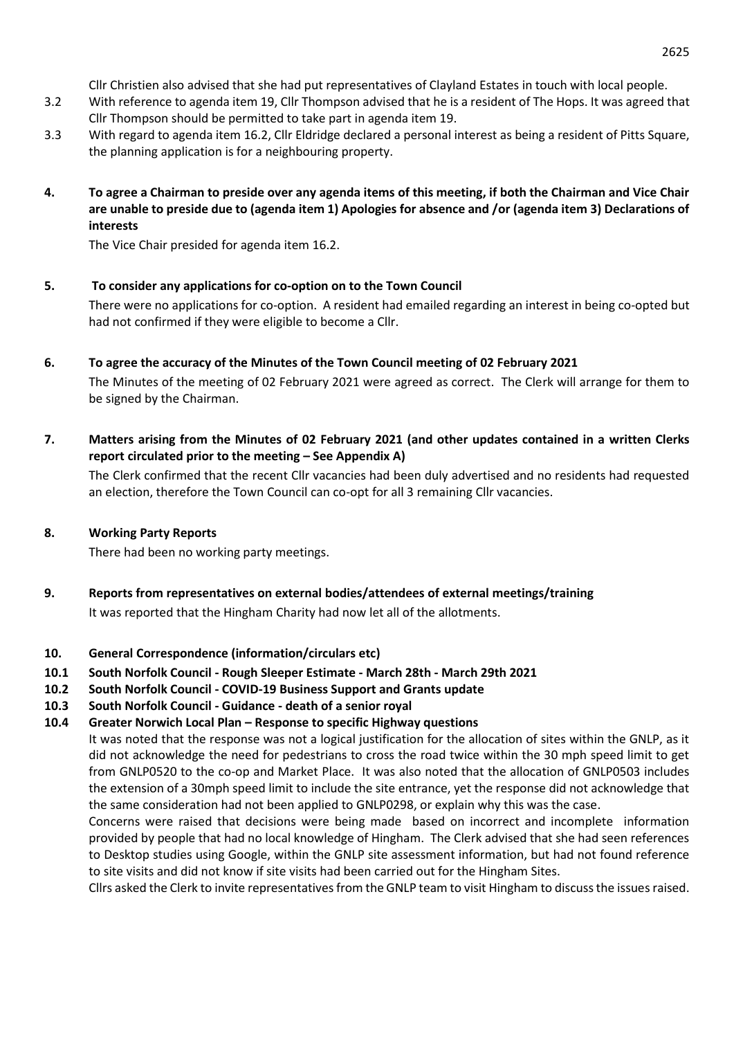Cllr Christien also advised that she had put representatives of Clayland Estates in touch with local people.

3.2 With reference to agenda item 19, Cllr Thompson advised that he is a resident of The Hops. It was agreed that Cllr Thompson should be permitted to take part in agenda item 19.

3.3 With regard to agenda item 16.2, Cllr Eldridge declared a personal interest as being a resident of Pitts Square, the planning application is for a neighbouring property.

**4. To agree a Chairman to preside over any agenda items of this meeting, if both the Chairman and Vice Chair are unable to preside due to (agenda item 1) Apologies for absence and /or (agenda item 3) Declarations of interests**

The Vice Chair presided for agenda item 16.2.

**5. To consider any applications for co-option on to the Town Council**

There were no applications for co-option. A resident had emailed regarding an interest in being co-opted but had not confirmed if they were eligible to become a Cllr.

**6. To agree the accuracy of the Minutes of the Town Council meeting of 02 February 2021**

The Minutes of the meeting of 02 February 2021 were agreed as correct. The Clerk will arrange for them to be signed by the Chairman.

**7. Matters arising from the Minutes of 02 February 2021 (and other updates contained in a written Clerks report circulated prior to the meeting – See Appendix A)**

The Clerk confirmed that the recent Cllr vacancies had been duly advertised and no residents had requested an election, therefore the Town Council can co-opt for all 3 remaining Cllr vacancies.

**8. Working Party Reports**

There had been no working party meetings.

**9. Reports from representatives on external bodies/attendees of external meetings/training**

It was reported that the Hingham Charity had now let all of the allotments.

**10. General Correspondence (information/circulars etc)**

**10.1 South Norfolk Council - Rough Sleeper Estimate - March 28th - March 29th 2021**

**10.2 South Norfolk Council - COVID-19 Business Support and Grants update**

**10.3 South Norfolk Council - Guidance - death of a senior royal**

**10.4 Greater Norwich Local Plan – Response to specific Highway questions**

It was noted that the response was not a logical justification for the allocation of sites within the GNLP, as it did not acknowledge the need for pedestrians to cross the road twice within the 30 mph speed limit to get from GNLP0520 to the co-op and Market Place. It was also noted that the allocation of GNLP0503 includes the extension of a 30mph speed limit to include the site entrance, yet the response did not acknowledge that the same consideration had not been applied to GNLP0298, or explain why this was the case.

Concerns were raised that decisions were being made based on incorrect and incomplete information provided by people that had no local knowledge of Hingham. The Clerk advised that she had seen references to Desktop studies using Google, within the GNLP site assessment information, but had not found reference to site visits and did not know if site visits had been carried out for the Hingham Sites.

Cllrs asked the Clerk to invite representatives from the GNLP team to visit Hingham to discuss the issues raised.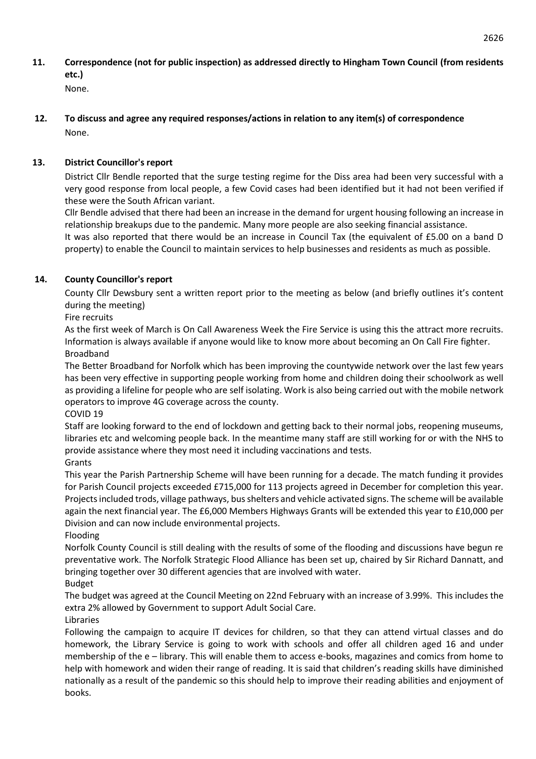**11. Correspondence (not for public inspection) as addressed directly to Hingham Town Council (from residents etc.)**

None.

**12. To discuss and agree any required responses/actions in relation to any item(s) of correspondence**

None.

**13. District Councillor's report**

District Cllr Bendle reported that the surge testing regime for the Diss area had been very successful with a very good response from local people, a few Covid cases had been identified but it had not been verified if these were the South African variant.

Cllr Bendle advised that there had been an increase in the demand for urgent housing following an increase in relationship breakups due to the pandemic. Many more people are also seeking financial assistance.

It was also reported that there would be an increase in Council Tax (the equivalent of £5.00 on a band D property) to enable the Council to maintain services to help businesses and residents as much as possible.

**14. County Councillor's report**

County Cllr Dewsbury sent a written report prior to the meeting as below (and briefly outlines it's content during the meeting)

Fire recruits

As the first week of March is On Call Awareness Week the Fire Service is using this the attract more recruits. Information is always available if anyone would like to know more about becoming an On Call Fire fighter.

Broadband

The Better Broadband for Norfolk which has been improving the countywide network over the last few years has been very effective in supporting people working from home and children doing their schoolwork as well as providing a lifeline for people who are self isolating. Work is also being carried out with the mobile network operators to improve 4G coverage across the county.

COVID 19

Staff are looking forward to the end of lockdown and getting back to their normal jobs, reopening museums, libraries etc and welcoming people back. In the meantime many staff are still working for or with the NHS to provide assistance where they most need it including vaccinations and tests.

Grants

This year the Parish Partnership Scheme will have been running for a decade. The match funding it provides for Parish Council projects exceeded £715,000 for 113 projects agreed in December for completion this year. Projects included trods, village pathways, bus shelters and vehicle activated signs. The scheme will be available again the next financial year. The £6,000 Members Highways Grants will be extended this year to £10,000 per Division and can now include environmental projects.

Flooding

Norfolk County Council is still dealing with the results of some of the flooding and discussions have begun re preventative work. The Norfolk Strategic Flood Alliance has been set up, chaired by Sir Richard Dannatt, and bringing together over 30 different agencies that are involved with water.

Budget

The budget was agreed at the Council Meeting on 22nd February with an increase of 3.99%. This includes the extra 2% allowed by Government to support Adult Social Care.

Libraries

Following the campaign to acquire IT devices for children, so that they can attend virtual classes and do homework, the Library Service is going to work with schools and offer all children aged 16 and under membership of the e – library. This will enable them to access e-books, magazines and comics from home to help with homework and widen their range of reading. It is said that children's reading skills have diminished nationally as a result of the pandemic so this should help to improve their reading abilities and enjoyment of books.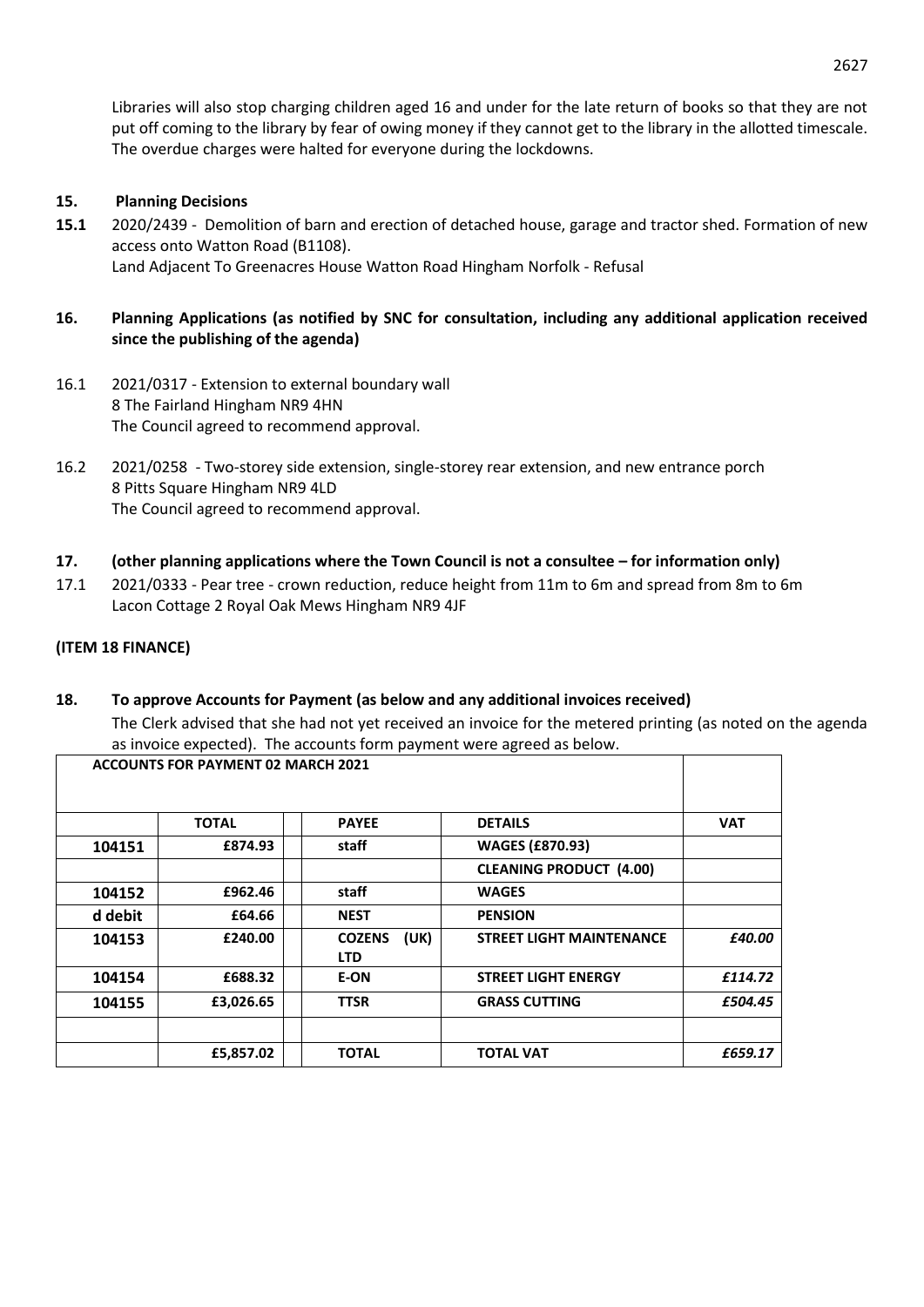Libraries will also stop charging children aged 16 and under for the late return of books so that they are not put off coming to the library by fear of owing money if they cannot get to the library in the allotted timescale. The overdue charges were halted for everyone during the lockdowns.

## 15. Planning Decisions

**15.1** 2020/2439 - Demolition of barn and erection of detached house, garage and tractor shed. Formation of new access onto Watton Road (B1108).
Land Adjacent To Greenacres House Watton Road Hingham Norfolk - Refusal

## 16. Planning Applications (as notified by SNC for consultation, including any additional application received since the publishing of the agenda)

16.1 2021/0317 - Extension to external boundary wall
8 The Fairland Hingham NR9 4HN
The Council agreed to recommend approval.

16.2 2021/0258 - Two-storey side extension, single-storey rear extension, and new entrance porch
8 Pitts Square Hingham NR9 4LD
The Council agreed to recommend approval.

## 17. (other planning applications where the Town Council is not a consultee – for information only)

17.1 2021/0333 - Pear tree - crown reduction, reduce height from 11m to 6m and spread from 8m to 6m
Lacon Cottage 2 Royal Oak Mews Hingham NR9 4JF

**(ITEM 18 FINANCE)**

## 18. To approve Accounts for Payment (as below and any additional invoices received)

The Clerk advised that she had not yet received an invoice for the metered printing (as noted on the agenda as invoice expected). The accounts form payment were agreed as below.

| ACCOUNTS FOR PAYMENT 02 MARCH 2021 | | | | | |
|---|---|---|---|---|---|
| | **TOTAL** | | **PAYEE** | **DETAILS** | **VAT** |
| **104151** | **£874.93** | | **staff** | **WAGES (£870.93)** | |
| | | | | **CLEANING PRODUCT (4.00)** | |
| **104152** | **£962.46** | | **staff** | **WAGES** | |
| **d debit** | **£64.66** | | **NEST** | **PENSION** | |
| **104153** | **£240.00** | | **COZENS (UK) LTD** | **STREET LIGHT MAINTENANCE** | ***£40.00*** |
| **104154** | **£688.32** | | **E-ON** | **STREET LIGHT ENERGY** | ***£114.72*** |
| **104155** | **£3,026.65** | | **TTSR** | **GRASS CUTTING** | ***£504.45*** |
| | | | | | |
| | **£5,857.02** | | **TOTAL** | **TOTAL VAT** | ***£659.17*** |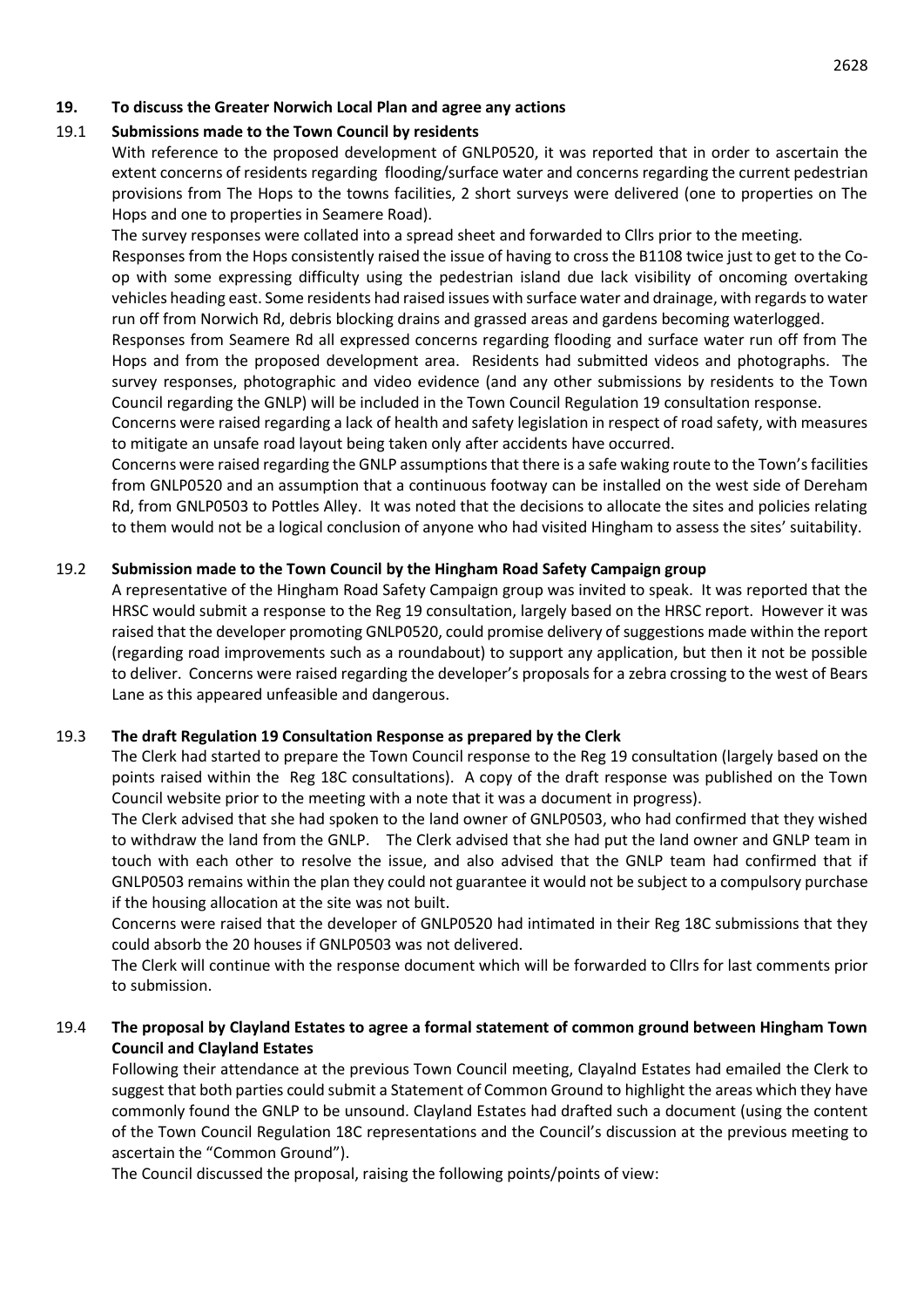## 19. To discuss the Greater Norwich Local Plan and agree any actions

### 19.1 Submissions made to the Town Council by residents

With reference to the proposed development of GNLP0520, it was reported that in order to ascertain the extent concerns of residents regarding flooding/surface water and concerns regarding the current pedestrian provisions from The Hops to the towns facilities, 2 short surveys were delivered (one to properties on The Hops and one to properties in Seamere Road).

The survey responses were collated into a spread sheet and forwarded to Cllrs prior to the meeting.

Responses from the Hops consistently raised the issue of having to cross the B1108 twice just to get to the Co-op with some expressing difficulty using the pedestrian island due lack visibility of oncoming overtaking vehicles heading east. Some residents had raised issues with surface water and drainage, with regards to water run off from Norwich Rd, debris blocking drains and grassed areas and gardens becoming waterlogged.

Responses from Seamere Rd all expressed concerns regarding flooding and surface water run off from The Hops and from the proposed development area. Residents had submitted videos and photographs. The survey responses, photographic and video evidence (and any other submissions by residents to the Town Council regarding the GNLP) will be included in the Town Council Regulation 19 consultation response.

Concerns were raised regarding a lack of health and safety legislation in respect of road safety, with measures to mitigate an unsafe road layout being taken only after accidents have occurred.

Concerns were raised regarding the GNLP assumptions that there is a safe waking route to the Town's facilities from GNLP0520 and an assumption that a continuous footway can be installed on the west side of Dereham Rd, from GNLP0503 to Pottles Alley. It was noted that the decisions to allocate the sites and policies relating to them would not be a logical conclusion of anyone who had visited Hingham to assess the sites' suitability.

### 19.2 Submission made to the Town Council by the Hingham Road Safety Campaign group

A representative of the Hingham Road Safety Campaign group was invited to speak. It was reported that the HRSC would submit a response to the Reg 19 consultation, largely based on the HRSC report. However it was raised that the developer promoting GNLP0520, could promise delivery of suggestions made within the report (regarding road improvements such as a roundabout) to support any application, but then it not be possible to deliver. Concerns were raised regarding the developer's proposals for a zebra crossing to the west of Bears Lane as this appeared unfeasible and dangerous.

### 19.3 The draft Regulation 19 Consultation Response as prepared by the Clerk

The Clerk had started to prepare the Town Council response to the Reg 19 consultation (largely based on the points raised within the Reg 18C consultations). A copy of the draft response was published on the Town Council website prior to the meeting with a note that it was a document in progress).

The Clerk advised that she had spoken to the land owner of GNLP0503, who had confirmed that they wished to withdraw the land from the GNLP. The Clerk advised that she had put the land owner and GNLP team in touch with each other to resolve the issue, and also advised that the GNLP team had confirmed that if GNLP0503 remains within the plan they could not guarantee it would not be subject to a compulsory purchase if the housing allocation at the site was not built.

Concerns were raised that the developer of GNLP0520 had intimated in their Reg 18C submissions that they could absorb the 20 houses if GNLP0503 was not delivered.

The Clerk will continue with the response document which will be forwarded to Cllrs for last comments prior to submission.

### 19.4 The proposal by Clayland Estates to agree a formal statement of common ground between Hingham Town Council and Clayland Estates

Following their attendance at the previous Town Council meeting, Clayalnd Estates had emailed the Clerk to suggest that both parties could submit a Statement of Common Ground to highlight the areas which they have commonly found the GNLP to be unsound. Clayland Estates had drafted such a document (using the content of the Town Council Regulation 18C representations and the Council's discussion at the previous meeting to ascertain the "Common Ground").

The Council discussed the proposal, raising the following points/points of view: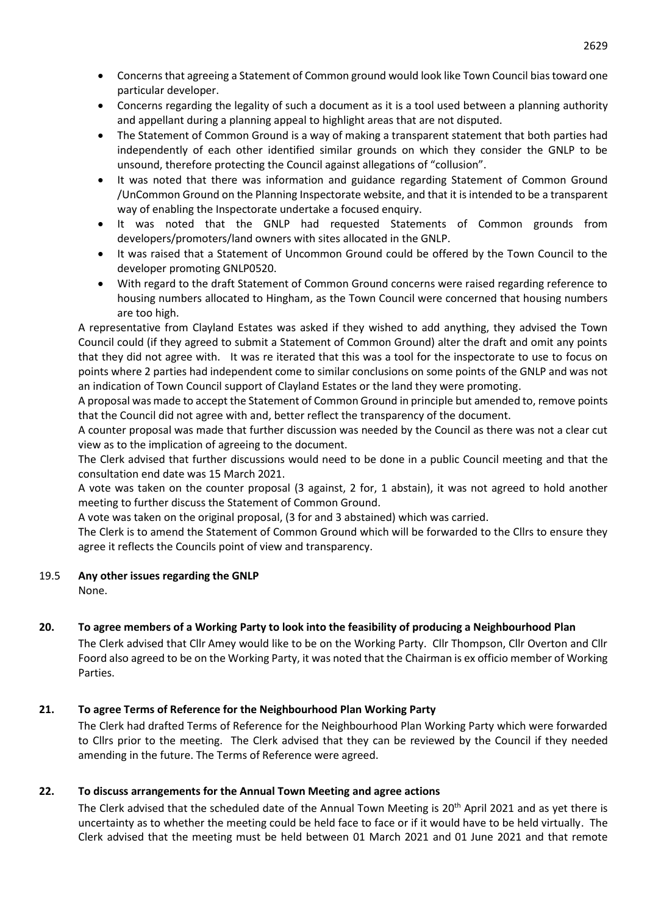- Concerns that agreeing a Statement of Common ground would look like Town Council bias toward one particular developer.
- Concerns regarding the legality of such a document as it is a tool used between a planning authority and appellant during a planning appeal to highlight areas that are not disputed.
- The Statement of Common Ground is a way of making a transparent statement that both parties had independently of each other identified similar grounds on which they consider the GNLP to be unsound, therefore protecting the Council against allegations of "collusion".
- It was noted that there was information and guidance regarding Statement of Common Ground /UnCommon Ground on the Planning Inspectorate website, and that it is intended to be a transparent way of enabling the Inspectorate undertake a focused enquiry.
- It was noted that the GNLP had requested Statements of Common grounds from developers/promoters/land owners with sites allocated in the GNLP.
- It was raised that a Statement of Uncommon Ground could be offered by the Town Council to the developer promoting GNLP0520.
- With regard to the draft Statement of Common Ground concerns were raised regarding reference to housing numbers allocated to Hingham, as the Town Council were concerned that housing numbers are too high.

A representative from Clayland Estates was asked if they wished to add anything, they advised the Town Council could (if they agreed to submit a Statement of Common Ground) alter the draft and omit any points that they did not agree with. It was re iterated that this was a tool for the inspectorate to use to focus on points where 2 parties had independent come to similar conclusions on some points of the GNLP and was not an indication of Town Council support of Clayland Estates or the land they were promoting.

A proposal was made to accept the Statement of Common Ground in principle but amended to, remove points that the Council did not agree with and, better reflect the transparency of the document.

A counter proposal was made that further discussion was needed by the Council as there was not a clear cut view as to the implication of agreeing to the document.

The Clerk advised that further discussions would need to be done in a public Council meeting and that the consultation end date was 15 March 2021.

A vote was taken on the counter proposal (3 against, 2 for, 1 abstain), it was not agreed to hold another meeting to further discuss the Statement of Common Ground.

A vote was taken on the original proposal, (3 for and 3 abstained) which was carried.

The Clerk is to amend the Statement of Common Ground which will be forwarded to the Cllrs to ensure they agree it reflects the Councils point of view and transparency.

19.5 **Any other issues regarding the GNLP**

None.

## 20. To agree members of a Working Party to look into the feasibility of producing a Neighbourhood Plan

The Clerk advised that Cllr Amey would like to be on the Working Party. Cllr Thompson, Cllr Overton and Cllr Foord also agreed to be on the Working Party, it was noted that the Chairman is ex officio member of Working Parties.

## 21. To agree Terms of Reference for the Neighbourhood Plan Working Party

The Clerk had drafted Terms of Reference for the Neighbourhood Plan Working Party which were forwarded to Cllrs prior to the meeting. The Clerk advised that they can be reviewed by the Council if they needed amending in the future. The Terms of Reference were agreed.

## 22. To discuss arrangements for the Annual Town Meeting and agree actions

The Clerk advised that the scheduled date of the Annual Town Meeting is 20th April 2021 and as yet there is uncertainty as to whether the meeting could be held face to face or if it would have to be held virtually. The Clerk advised that the meeting must be held between 01 March 2021 and 01 June 2021 and that remote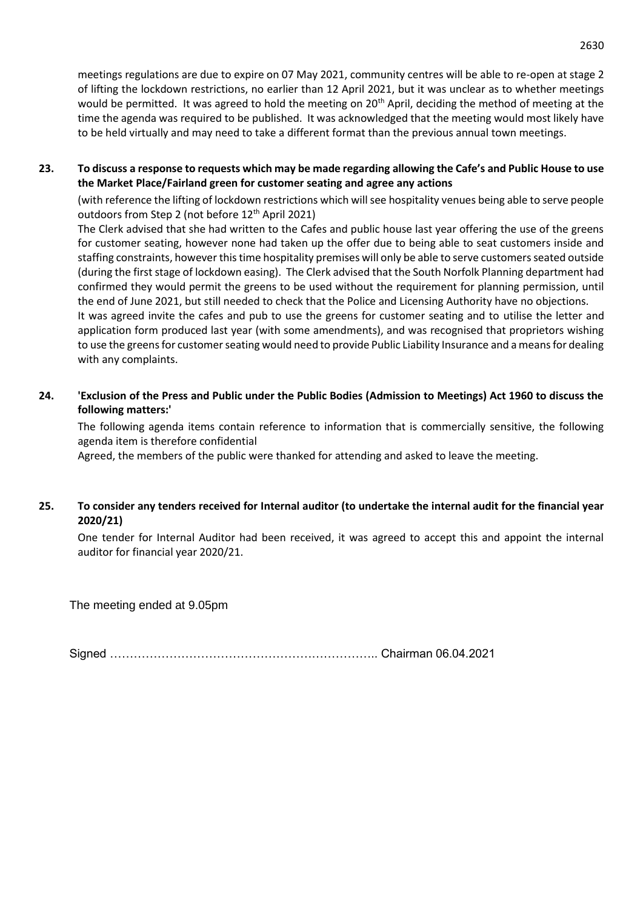meetings regulations are due to expire on 07 May 2021, community centres will be able to re-open at stage 2 of lifting the lockdown restrictions, no earlier than 12 April 2021, but it was unclear as to whether meetings would be permitted. It was agreed to hold the meeting on 20th April, deciding the method of meeting at the time the agenda was required to be published. It was acknowledged that the meeting would most likely have to be held virtually and may need to take a different format than the previous annual town meetings.

**23. To discuss a response to requests which may be made regarding allowing the Cafe's and Public House to use the Market Place/Fairland green for customer seating and agree any actions**

(with reference the lifting of lockdown restrictions which will see hospitality venues being able to serve people outdoors from Step 2 (not before 12th April 2021)

The Clerk advised that she had written to the Cafes and public house last year offering the use of the greens for customer seating, however none had taken up the offer due to being able to seat customers inside and staffing constraints, however this time hospitality premises will only be able to serve customers seated outside (during the first stage of lockdown easing). The Clerk advised that the South Norfolk Planning department had confirmed they would permit the greens to be used without the requirement for planning permission, until the end of June 2021, but still needed to check that the Police and Licensing Authority have no objections.

It was agreed invite the cafes and pub to use the greens for customer seating and to utilise the letter and application form produced last year (with some amendments), and was recognised that proprietors wishing to use the greens for customer seating would need to provide Public Liability Insurance and a means for dealing with any complaints.

**24. 'Exclusion of the Press and Public under the Public Bodies (Admission to Meetings) Act 1960 to discuss the following matters:'**

The following agenda items contain reference to information that is commercially sensitive, the following agenda item is therefore confidential

Agreed, the members of the public were thanked for attending and asked to leave the meeting.

**25. To consider any tenders received for Internal auditor (to undertake the internal audit for the financial year 2020/21)**

One tender for Internal Auditor had been received, it was agreed to accept this and appoint the internal auditor for financial year 2020/21.

The meeting ended at 9.05pm

Signed ………………………………………………………….. Chairman 06.04.2021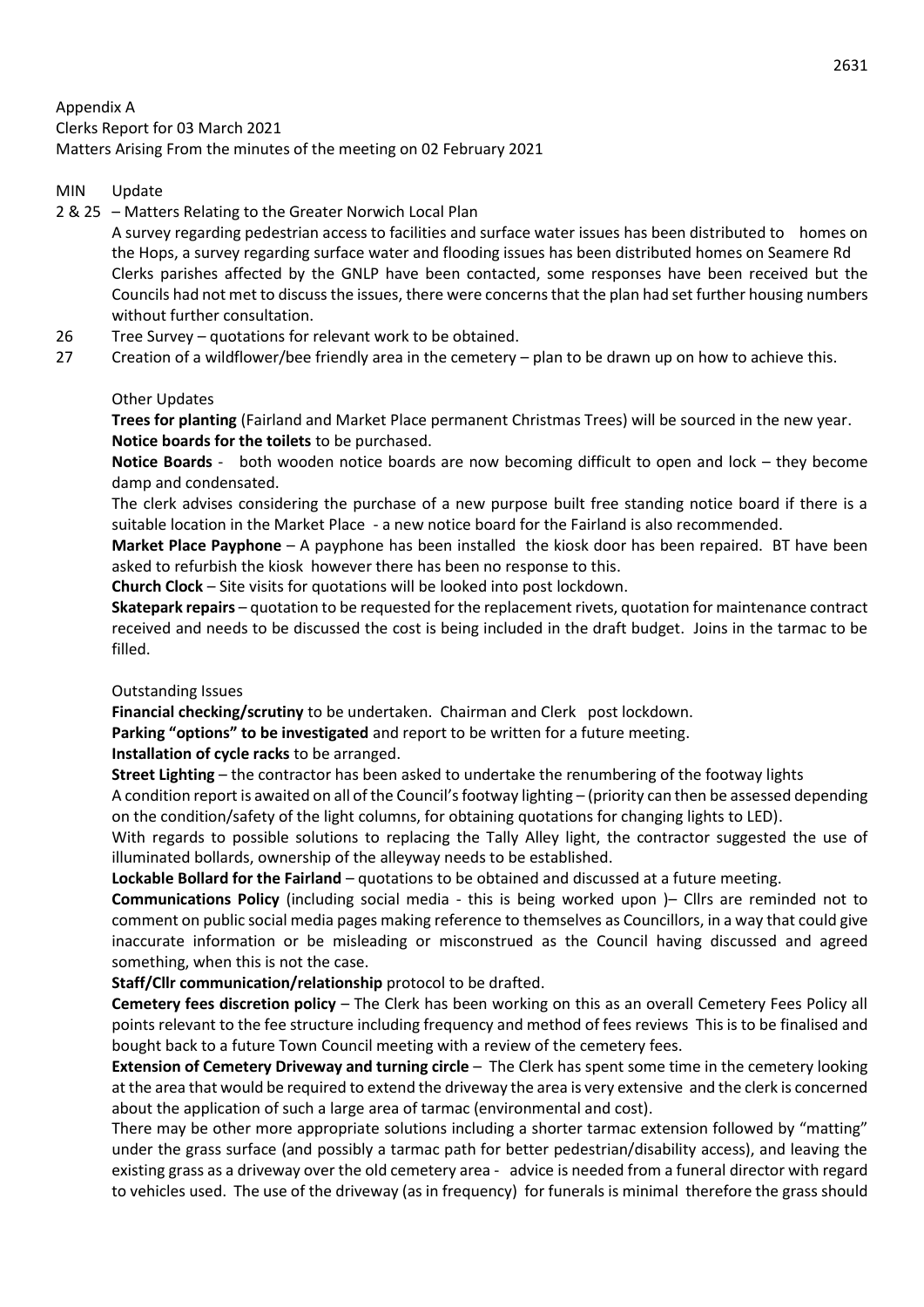Appendix A

Clerks Report for 03 March 2021

Matters Arising From the minutes of the meeting on 02 February 2021

MIN Update

2 & 25 – Matters Relating to the Greater Norwich Local Plan

A survey regarding pedestrian access to facilities and surface water issues has been distributed to homes on the Hops, a survey regarding surface water and flooding issues has been distributed homes on Seamere Rd Clerks parishes affected by the GNLP have been contacted, some responses have been received but the Councils had not met to discuss the issues, there were concerns that the plan had set further housing numbers without further consultation.

26 Tree Survey – quotations for relevant work to be obtained.

27 Creation of a wildflower/bee friendly area in the cemetery – plan to be drawn up on how to achieve this.

Other Updates

**Trees for planting** (Fairland and Market Place permanent Christmas Trees) will be sourced in the new year.

**Notice boards for the toilets** to be purchased.

**Notice Boards** - both wooden notice boards are now becoming difficult to open and lock – they become damp and condensated.

The clerk advises considering the purchase of a new purpose built free standing notice board if there is a suitable location in the Market Place - a new notice board for the Fairland is also recommended.

**Market Place Payphone** – A payphone has been installed the kiosk door has been repaired. BT have been asked to refurbish the kiosk however there has been no response to this.

**Church Clock** – Site visits for quotations will be looked into post lockdown.

**Skatepark repairs** – quotation to be requested for the replacement rivets, quotation for maintenance contract received and needs to be discussed the cost is being included in the draft budget. Joins in the tarmac to be filled.

Outstanding Issues

**Financial checking/scrutiny** to be undertaken. Chairman and Clerk post lockdown.

**Parking "options" to be investigated** and report to be written for a future meeting.

**Installation of cycle racks** to be arranged.

**Street Lighting** – the contractor has been asked to undertake the renumbering of the footway lights

A condition report is awaited on all of the Council's footway lighting – (priority can then be assessed depending on the condition/safety of the light columns, for obtaining quotations for changing lights to LED).

With regards to possible solutions to replacing the Tally Alley light, the contractor suggested the use of illuminated bollards, ownership of the alleyway needs to be established.

**Lockable Bollard for the Fairland** – quotations to be obtained and discussed at a future meeting.

**Communications Policy** (including social media - this is being worked upon )– Cllrs are reminded not to comment on public social media pages making reference to themselves as Councillors, in a way that could give inaccurate information or be misleading or misconstrued as the Council having discussed and agreed something, when this is not the case.

**Staff/Cllr communication/relationship** protocol to be drafted.

**Cemetery fees discretion policy** – The Clerk has been working on this as an overall Cemetery Fees Policy all points relevant to the fee structure including frequency and method of fees reviews This is to be finalised and bought back to a future Town Council meeting with a review of the cemetery fees.

**Extension of Cemetery Driveway and turning circle** – The Clerk has spent some time in the cemetery looking at the area that would be required to extend the driveway the area is very extensive and the clerk is concerned about the application of such a large area of tarmac (environmental and cost).

There may be other more appropriate solutions including a shorter tarmac extension followed by "matting" under the grass surface (and possibly a tarmac path for better pedestrian/disability access), and leaving the existing grass as a driveway over the old cemetery area - advice is needed from a funeral director with regard to vehicles used. The use of the driveway (as in frequency) for funerals is minimal therefore the grass should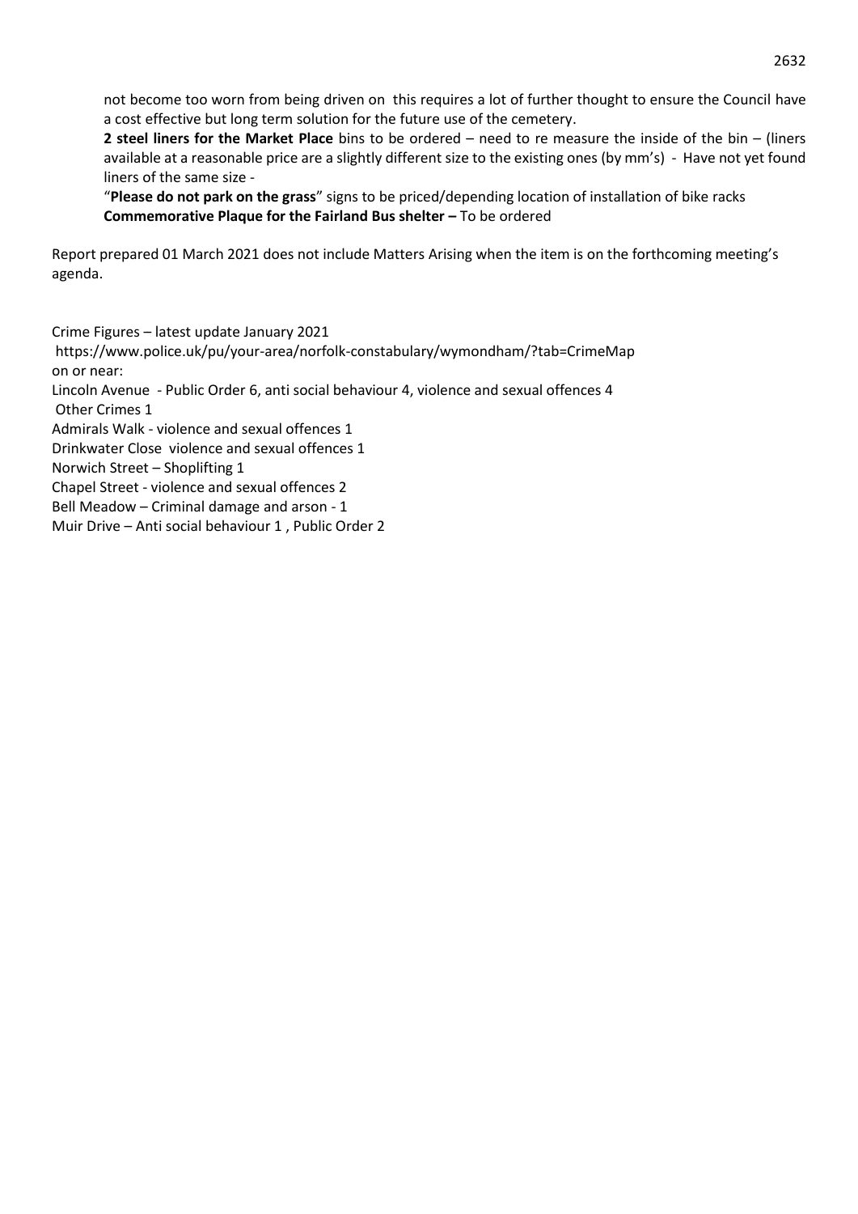not become too worn from being driven on this requires a lot of further thought to ensure the Council have a cost effective but long term solution for the future use of the cemetery.

**2 steel liners for the Market Place** bins to be ordered – need to re measure the inside of the bin – (liners available at a reasonable price are a slightly different size to the existing ones (by mm's) - Have not yet found liners of the same size -

"**Please do not park on the grass**" signs to be priced/depending location of installation of bike racks

**Commemorative Plaque for the Fairland Bus shelter –** To be ordered

Report prepared 01 March 2021 does not include Matters Arising when the item is on the forthcoming meeting's agenda.

Crime Figures – latest update January 2021
https://www.police.uk/pu/your-area/norfolk-constabulary/wymondham/?tab=CrimeMap
on or near:
Lincoln Avenue - Public Order 6, anti social behaviour 4, violence and sexual offences 4
Other Crimes 1
Admirals Walk - violence and sexual offences 1
Drinkwater Close violence and sexual offences 1
Norwich Street – Shoplifting 1
Chapel Street - violence and sexual offences 2
Bell Meadow – Criminal damage and arson - 1
Muir Drive – Anti social behaviour 1 , Public Order 2